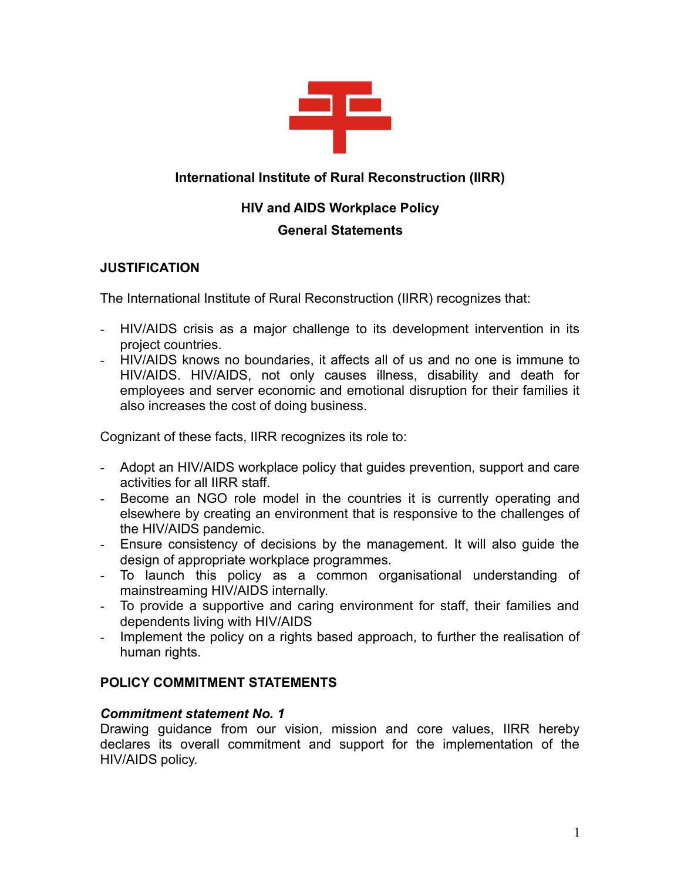**International Institute of Rural Reconstruction (IIRR)**

**HIV and AIDS Workplace Policy**

**General Statements**

## JUSTIFICATION

The International Institute of Rural Reconstruction (IIRR) recognizes that:

- HIV/AIDS crisis as a major challenge to its development intervention in its project countries.
- HIV/AIDS knows no boundaries, it affects all of us and no one is immune to HIV/AIDS. HIV/AIDS, not only causes illness, disability and death for employees and server economic and emotional disruption for their families it also increases the cost of doing business.

Cognizant of these facts, IIRR recognizes its role to:

- Adopt an HIV/AIDS workplace policy that guides prevention, support and care activities for all IIRR staff.
- Become an NGO role model in the countries it is currently operating and elsewhere by creating an environment that is responsive to the challenges of the HIV/AIDS pandemic.
- Ensure consistency of decisions by the management. It will also guide the design of appropriate workplace programmes.
- To launch this policy as a common organisational understanding of mainstreaming HIV/AIDS internally.
- To provide a supportive and caring environment for staff, their families and dependents living with HIV/AIDS
- Implement the policy on a rights based approach, to further the realisation of human rights.

## POLICY COMMITMENT STATEMENTS

***Commitment statement No. 1***

Drawing guidance from our vision, mission and core values, IIRR hereby declares its overall commitment and support for the implementation of the HIV/AIDS policy.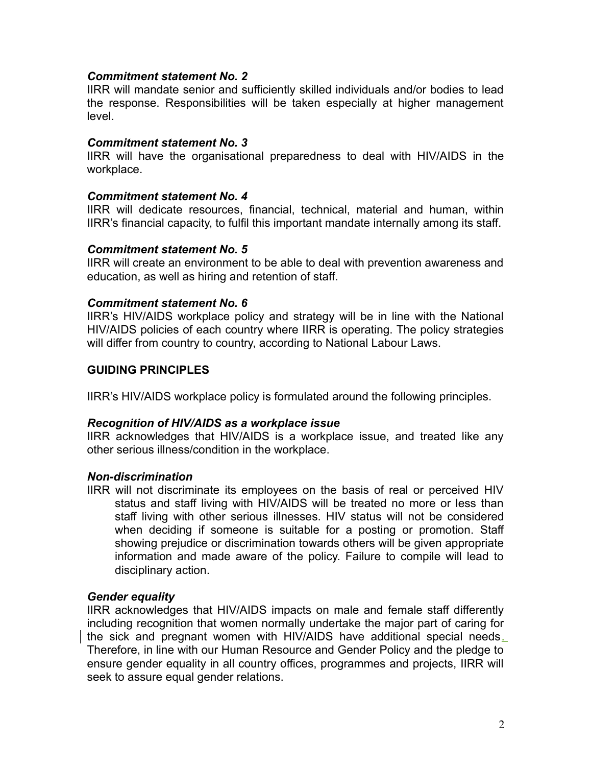***Commitment statement No. 2***

IIRR will mandate senior and sufficiently skilled individuals and/or bodies to lead the response. Responsibilities will be taken especially at higher management level.

***Commitment statement No. 3***

IIRR will have the organisational preparedness to deal with HIV/AIDS in the workplace.

***Commitment statement No. 4***

IIRR will dedicate resources, financial, technical, material and human, within IIRR's financial capacity, to fulfil this important mandate internally among its staff.

***Commitment statement No. 5***

IIRR will create an environment to be able to deal with prevention awareness and education, as well as hiring and retention of staff.

***Commitment statement No. 6***

IIRR's HIV/AIDS workplace policy and strategy will be in line with the National HIV/AIDS policies of each country where IIRR is operating. The policy strategies will differ from country to country, according to National Labour Laws.

## GUIDING PRINCIPLES

IIRR's HIV/AIDS workplace policy is formulated around the following principles.

***Recognition of HIV/AIDS as a workplace issue***

IIRR acknowledges that HIV/AIDS is a workplace issue, and treated like any other serious illness/condition in the workplace.

***Non-discrimination***

IIRR will not discriminate its employees on the basis of real or perceived HIV status and staff living with HIV/AIDS will be treated no more or less than staff living with other serious illnesses. HIV status will not be considered when deciding if someone is suitable for a posting or promotion. Staff showing prejudice or discrimination towards others will be given appropriate information and made aware of the policy. Failure to compile will lead to disciplinary action.

***Gender equality***

IIRR acknowledges that HIV/AIDS impacts on male and female staff differently including recognition that women normally undertake the major part of caring for the sick and pregnant women with HIV/AIDS have additional special needs. Therefore, in line with our Human Resource and Gender Policy and the pledge to ensure gender equality in all country offices, programmes and projects, IIRR will seek to assure equal gender relations.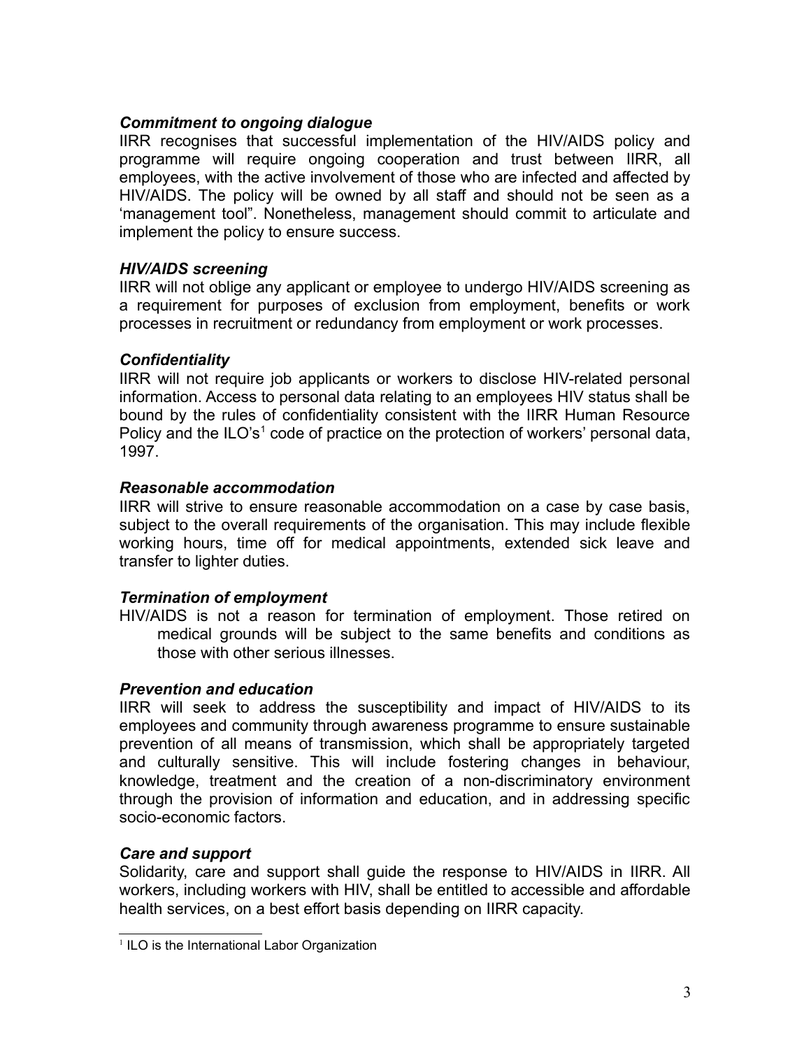***Commitment to ongoing dialogue***

IIRR recognises that successful implementation of the HIV/AIDS policy and programme will require ongoing cooperation and trust between IIRR, all employees, with the active involvement of those who are infected and affected by HIV/AIDS. The policy will be owned by all staff and should not be seen as a 'management tool". Nonetheless, management should commit to articulate and implement the policy to ensure success.

***HIV/AIDS screening***

IIRR will not oblige any applicant or employee to undergo HIV/AIDS screening as a requirement for purposes of exclusion from employment, benefits or work processes in recruitment or redundancy from employment or work processes.

***Confidentiality***

IIRR will not require job applicants or workers to disclose HIV-related personal information. Access to personal data relating to an employees HIV status shall be bound by the rules of confidentiality consistent with the IIRR Human Resource Policy and the ILO's[1] code of practice on the protection of workers' personal data, 1997.

***Reasonable accommodation***

IIRR will strive to ensure reasonable accommodation on a case by case basis, subject to the overall requirements of the organisation. This may include flexible working hours, time off for medical appointments, extended sick leave and transfer to lighter duties.

***Termination of employment***

HIV/AIDS is not a reason for termination of employment. Those retired on medical grounds will be subject to the same benefits and conditions as those with other serious illnesses.

***Prevention and education***

IIRR will seek to address the susceptibility and impact of HIV/AIDS to its employees and community through awareness programme to ensure sustainable prevention of all means of transmission, which shall be appropriately targeted and culturally sensitive. This will include fostering changes in behaviour, knowledge, treatment and the creation of a non-discriminatory environment through the provision of information and education, and in addressing specific socio-economic factors.

***Care and support***

Solidarity, care and support shall guide the response to HIV/AIDS in IIRR. All workers, including workers with HIV, shall be entitled to accessible and affordable health services, on a best effort basis depending on IIRR capacity.

---

[1] ILO is the International Labor Organization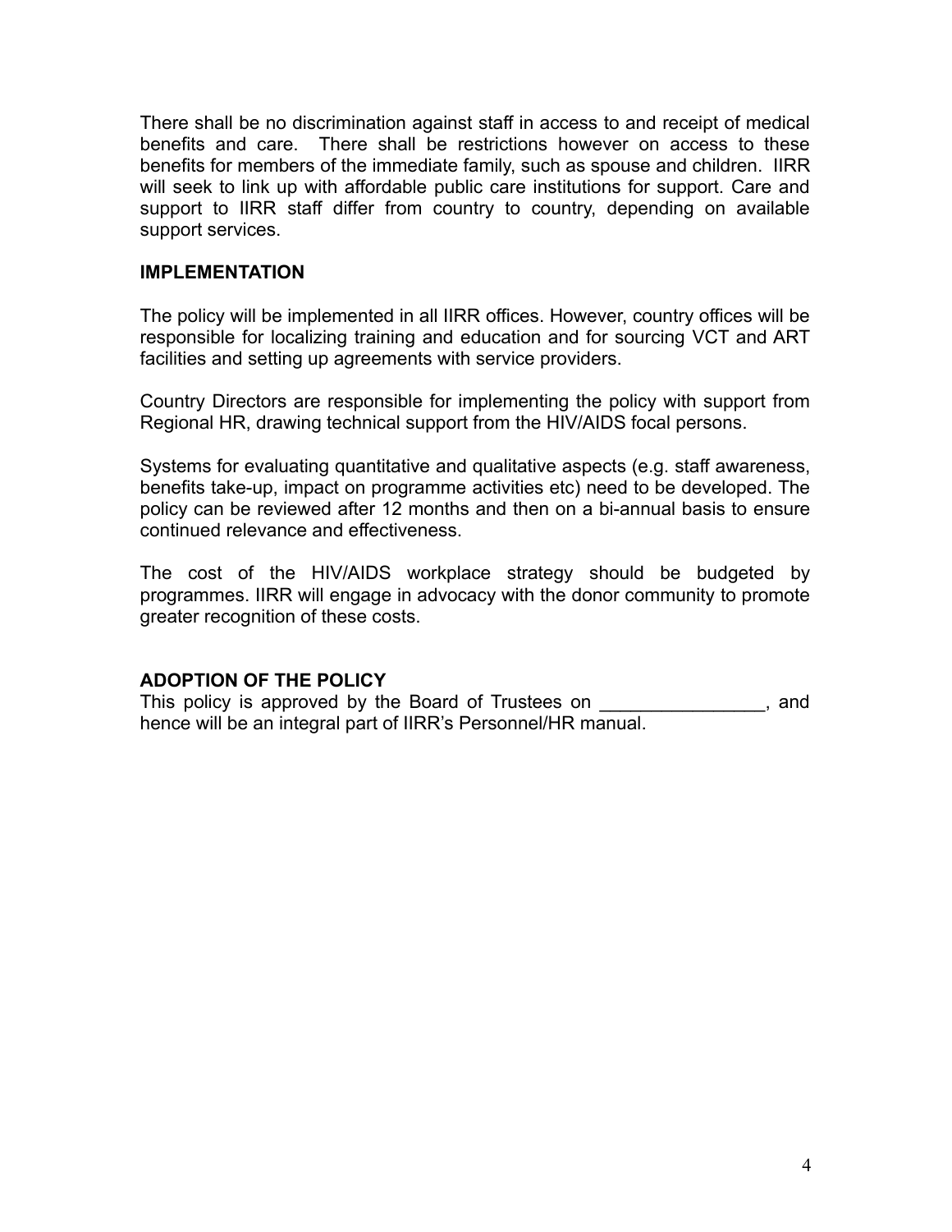There shall be no discrimination against staff in access to and receipt of medical benefits and care. There shall be restrictions however on access to these benefits for members of the immediate family, such as spouse and children. IIRR will seek to link up with affordable public care institutions for support. Care and support to IIRR staff differ from country to country, depending on available support services.

**IMPLEMENTATION**

The policy will be implemented in all IIRR offices. However, country offices will be responsible for localizing training and education and for sourcing VCT and ART facilities and setting up agreements with service providers.

Country Directors are responsible for implementing the policy with support from Regional HR, drawing technical support from the HIV/AIDS focal persons.

Systems for evaluating quantitative and qualitative aspects (e.g. staff awareness, benefits take-up, impact on programme activities etc) need to be developed. The policy can be reviewed after 12 months and then on a bi-annual basis to ensure continued relevance and effectiveness.

The cost of the HIV/AIDS workplace strategy should be budgeted by programmes. IIRR will engage in advocacy with the donor community to promote greater recognition of these costs.

**ADOPTION OF THE POLICY**

This policy is approved by the Board of Trustees on ________________, and hence will be an integral part of IIRR's Personnel/HR manual.